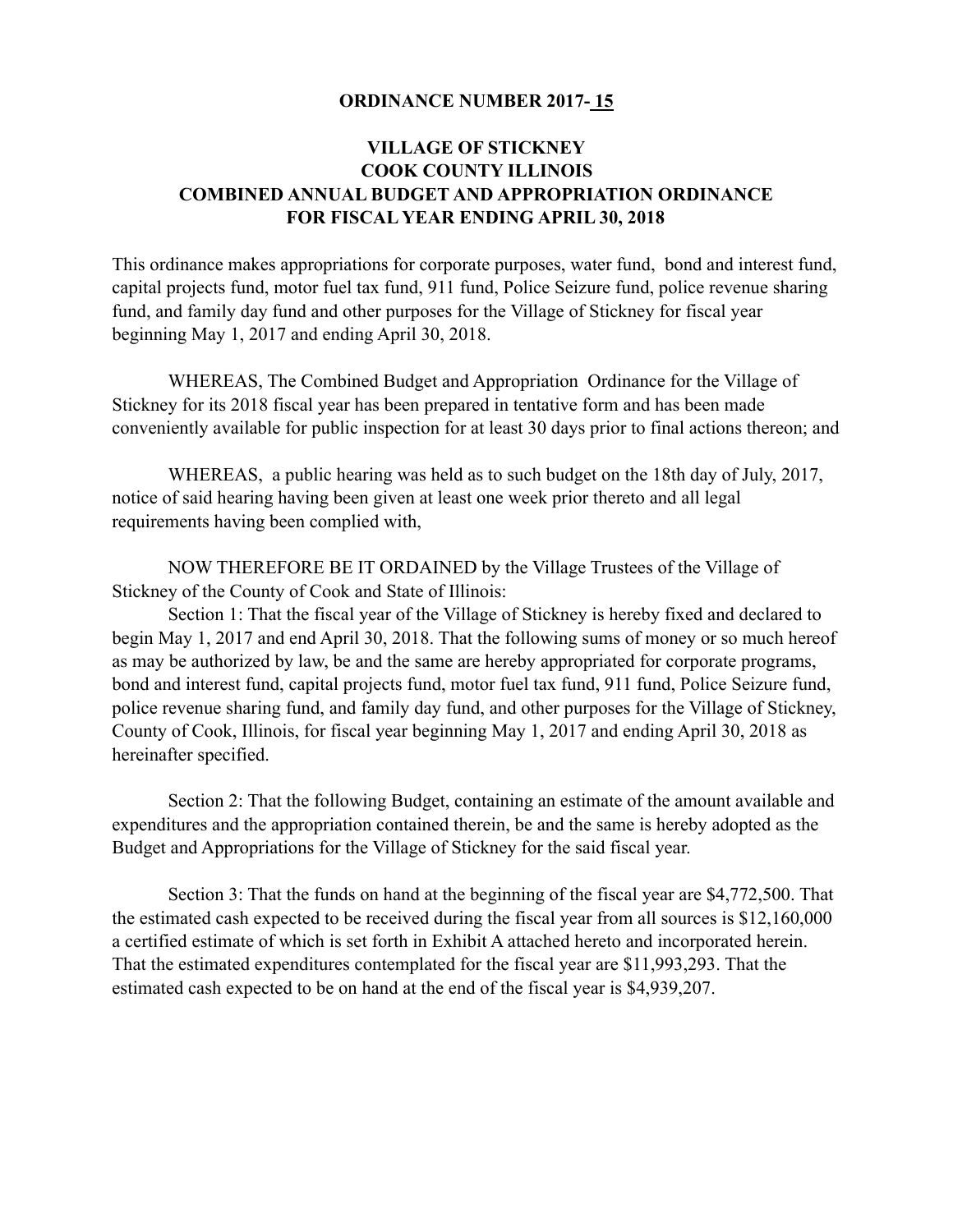**ORDINANCE NUMBER 2017- 15**

**VILLAGE OF STICKNEY**
**COOK COUNTY ILLINOIS**
**COMBINED ANNUAL BUDGET AND APPROPRIATION ORDINANCE**
**FOR FISCAL YEAR ENDING APRIL 30, 2018**

This ordinance makes appropriations for corporate purposes, water fund, bond and interest fund, capital projects fund, motor fuel tax fund, 911 fund, Police Seizure fund, police revenue sharing fund, and family day fund and other purposes for the Village of Stickney for fiscal year beginning May 1, 2017 and ending April 30, 2018.

WHEREAS, The Combined Budget and Appropriation Ordinance for the Village of Stickney for its 2018 fiscal year has been prepared in tentative form and has been made conveniently available for public inspection for at least 30 days prior to final actions thereon; and

WHEREAS, a public hearing was held as to such budget on the 18th day of July, 2017, notice of said hearing having been given at least one week prior thereto and all legal requirements having been complied with,

NOW THEREFORE BE IT ORDAINED by the Village Trustees of the Village of Stickney of the County of Cook and State of Illinois:

Section 1: That the fiscal year of the Village of Stickney is hereby fixed and declared to begin May 1, 2017 and end April 30, 2018. That the following sums of money or so much hereof as may be authorized by law, be and the same are hereby appropriated for corporate programs, bond and interest fund, capital projects fund, motor fuel tax fund, 911 fund, Police Seizure fund, police revenue sharing fund, and family day fund, and other purposes for the Village of Stickney, County of Cook, Illinois, for fiscal year beginning May 1, 2017 and ending April 30, 2018 as hereinafter specified.

Section 2: That the following Budget, containing an estimate of the amount available and expenditures and the appropriation contained therein, be and the same is hereby adopted as the Budget and Appropriations for the Village of Stickney for the said fiscal year.

Section 3: That the funds on hand at the beginning of the fiscal year are $4,772,500. That the estimated cash expected to be received during the fiscal year from all sources is $12,160,000 a certified estimate of which is set forth in Exhibit A attached hereto and incorporated herein. That the estimated expenditures contemplated for the fiscal year are $11,993,293. That the estimated cash expected to be on hand at the end of the fiscal year is $4,939,207.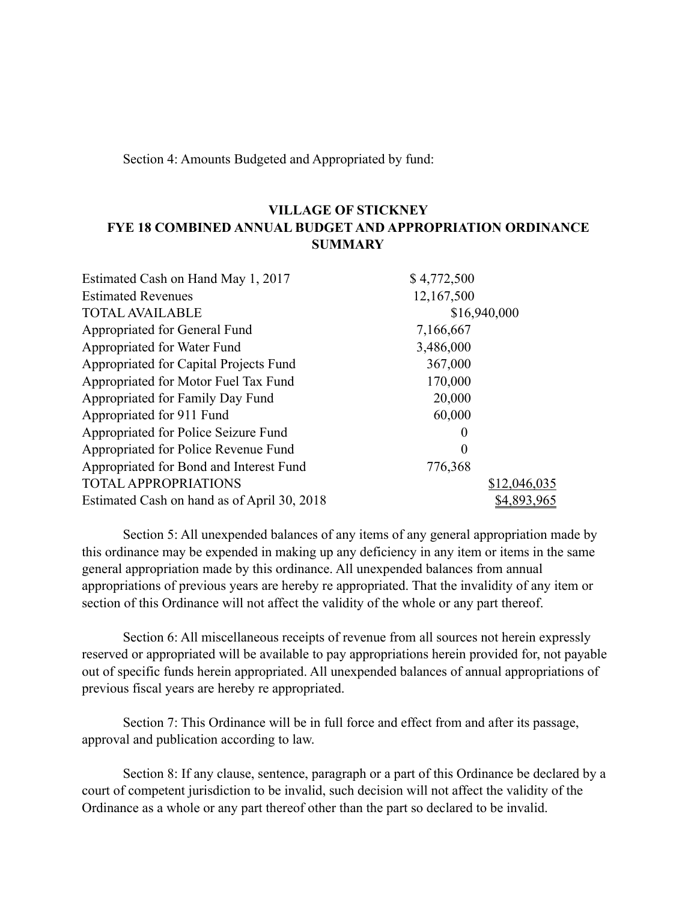Section 4: Amounts Budgeted and Appropriated by fund:

**VILLAGE OF STICKNEY**
**FYE 18 COMBINED ANNUAL BUDGET AND APPROPRIATION ORDINANCE SUMMARY**

| | | |
|---|---|---|
| Estimated Cash on Hand May 1, 2017 | $ 4,772,500 | |
| Estimated Revenues | 12,167,500 | |
| TOTAL AVAILABLE | | $16,940,000 |
| Appropriated for General Fund | 7,166,667 | |
| Appropriated for Water Fund | 3,486,000 | |
| Appropriated for Capital Projects Fund | 367,000 | |
| Appropriated for Motor Fuel Tax Fund | 170,000 | |
| Appropriated for Family Day Fund | 20,000 | |
| Appropriated for 911 Fund | 60,000 | |
| Appropriated for Police Seizure Fund | 0 | |
| Appropriated for Police Revenue Fund | 0 | |
| Appropriated for Bond and Interest Fund | 776,368 | |
| TOTAL APPROPRIATIONS | | $12,046,035 |
| Estimated Cash on hand as of April 30, 2018 | | $4,893,965 |

Section 5: All unexpended balances of any items of any general appropriation made by this ordinance may be expended in making up any deficiency in any item or items in the same general appropriation made by this ordinance. All unexpended balances from annual appropriations of previous years are hereby re appropriated. That the invalidity of any item or section of this Ordinance will not affect the validity of the whole or any part thereof.

Section 6: All miscellaneous receipts of revenue from all sources not herein expressly reserved or appropriated will be available to pay appropriations herein provided for, not payable out of specific funds herein appropriated. All unexpended balances of annual appropriations of previous fiscal years are hereby re appropriated.

Section 7: This Ordinance will be in full force and effect from and after its passage, approval and publication according to law.

Section 8: If any clause, sentence, paragraph or a part of this Ordinance be declared by a court of competent jurisdiction to be invalid, such decision will not affect the validity of the Ordinance as a whole or any part thereof other than the part so declared to be invalid.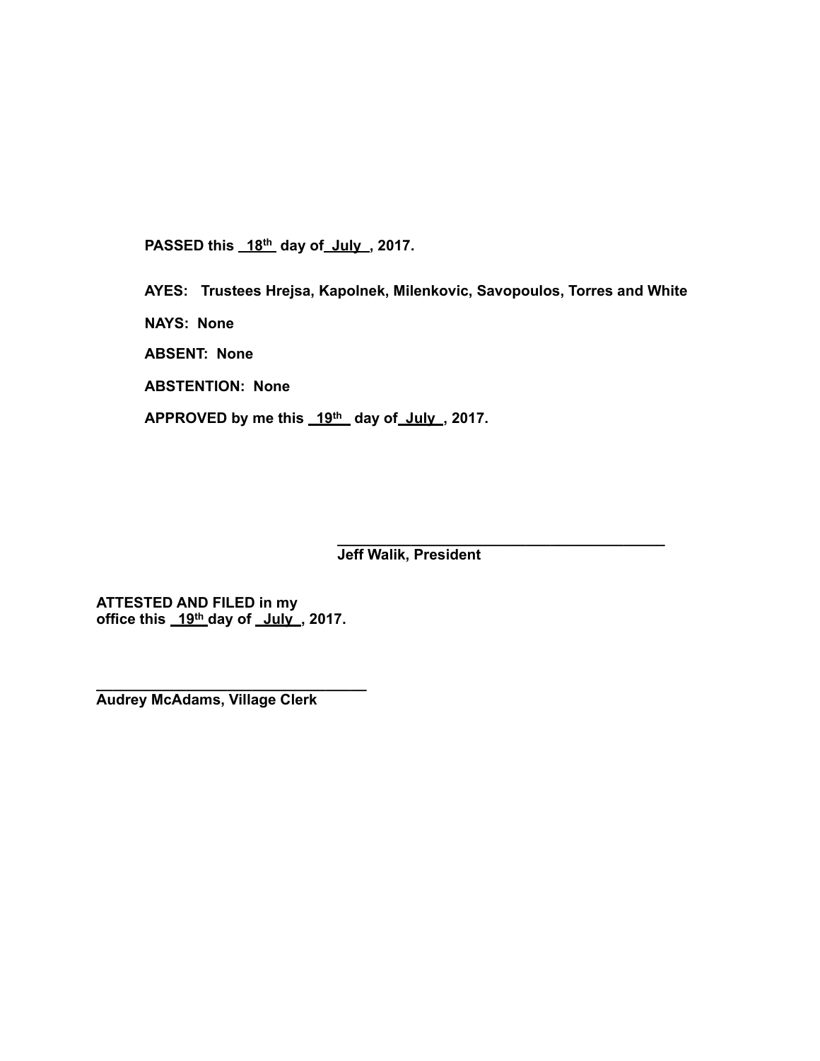**PASSED this 18th day of July, 2017.**

**AYES: Trustees Hrejsa, Kapolnek, Milenkovic, Savopoulos, Torres and White**

**NAYS: None**

**ABSENT: None**

**ABSTENTION: None**

**APPROVED by me this 19th day of July, 2017.**

\_\_\_\_\_\_\_\_\_\_\_\_\_\_\_\_\_\_\_\_\_\_\_\_\_\_\_\_\_\_\_\_\_\_\_\_\_\_\_\_
**Jeff Walik, President**

**ATTESTED AND FILED in my office this 19th day of July, 2017.**

\_\_\_\_\_\_\_\_\_\_\_\_\_\_\_\_\_\_\_\_\_\_\_\_\_\_\_\_\_\_\_\_\_\_\_
**Audrey McAdams, Village Clerk**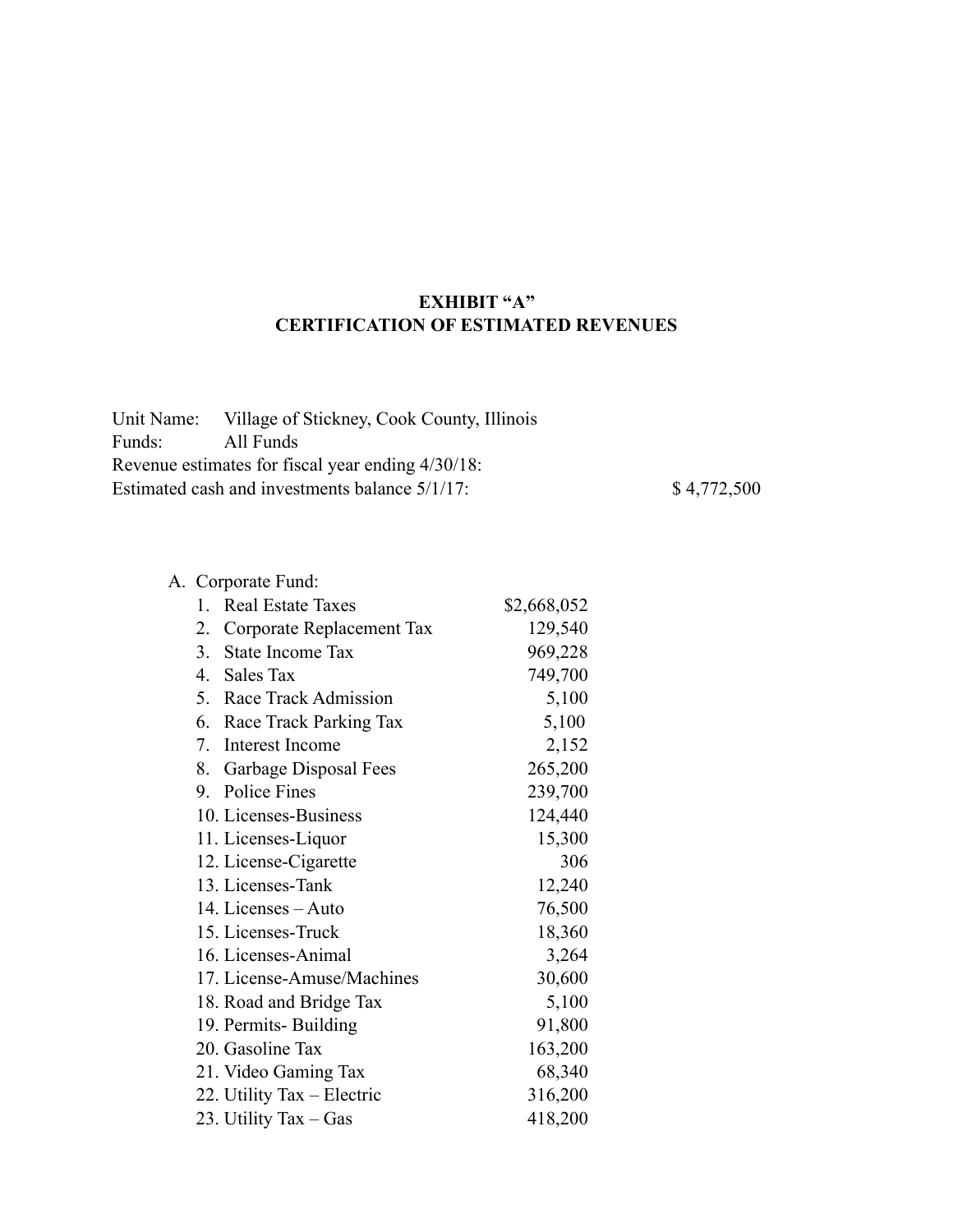# EXHIBIT "A"
# CERTIFICATION OF ESTIMATED REVENUES

Unit Name: Village of Stickney, Cook County, Illinois
Funds: All Funds
Revenue estimates for fiscal year ending 4/30/18:
Estimated cash and investments balance 5/1/17: $ 4,772,500

A. Corporate Fund:

| Item | Amount |
|---|---|
| 1. Real Estate Taxes | $2,668,052 |
| 2. Corporate Replacement Tax | 129,540 |
| 3. State Income Tax | 969,228 |
| 4. Sales Tax | 749,700 |
| 5. Race Track Admission | 5,100 |
| 6. Race Track Parking Tax | 5,100 |
| 7. Interest Income | 2,152 |
| 8. Garbage Disposal Fees | 265,200 |
| 9. Police Fines | 239,700 |
| 10. Licenses-Business | 124,440 |
| 11. Licenses-Liquor | 15,300 |
| 12. License-Cigarette | 306 |
| 13. Licenses-Tank | 12,240 |
| 14. Licenses – Auto | 76,500 |
| 15. Licenses-Truck | 18,360 |
| 16. Licenses-Animal | 3,264 |
| 17. License-Amuse/Machines | 30,600 |
| 18. Road and Bridge Tax | 5,100 |
| 19. Permits- Building | 91,800 |
| 20. Gasoline Tax | 163,200 |
| 21. Video Gaming Tax | 68,340 |
| 22. Utility Tax – Electric | 316,200 |
| 23. Utility Tax – Gas | 418,200 |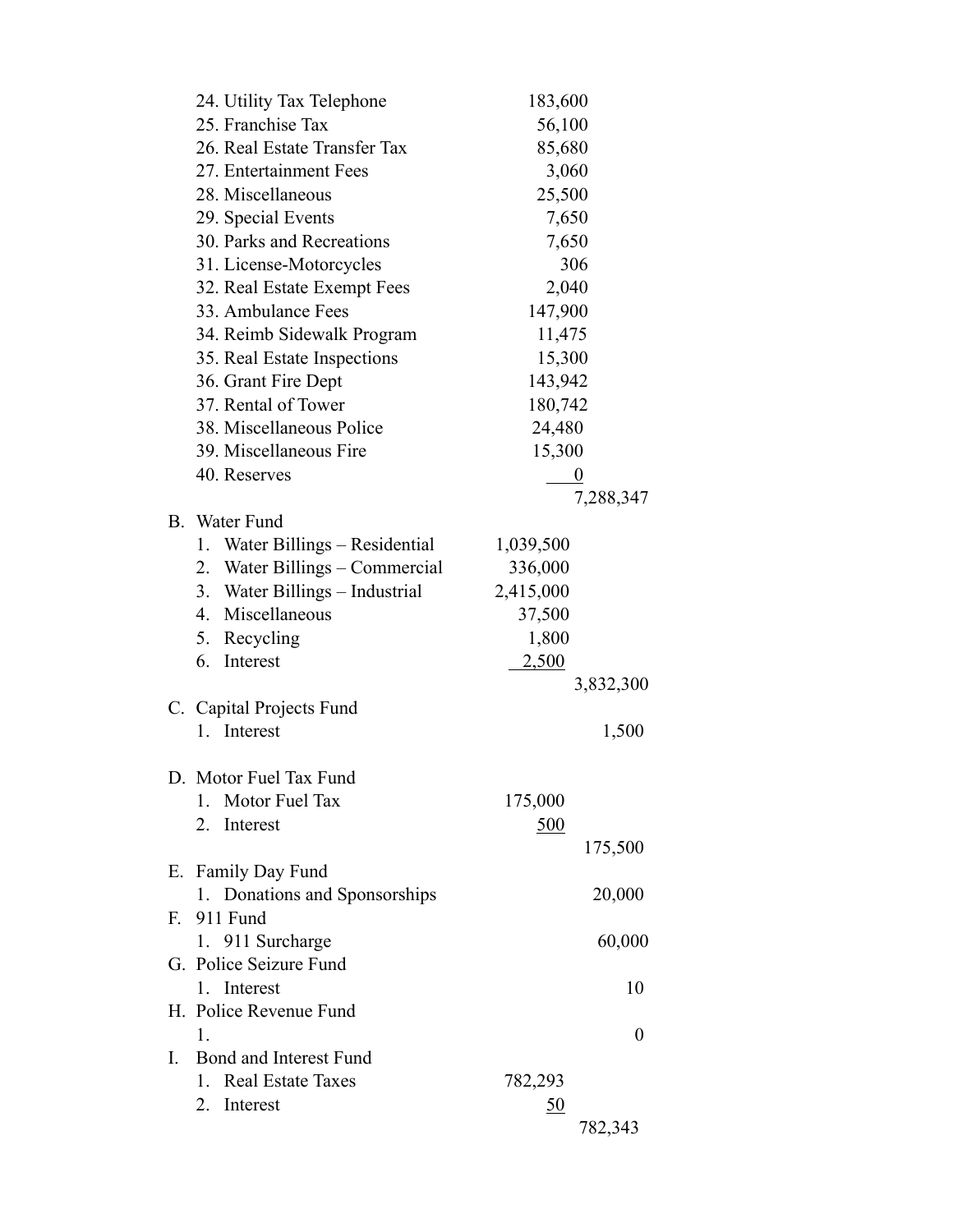| | | |
|---|---|---|
| 24. Utility Tax Telephone | 183,600 | |
| 25. Franchise Tax | 56,100 | |
| 26. Real Estate Transfer Tax | 85,680 | |
| 27. Entertainment Fees | 3,060 | |
| 28. Miscellaneous | 25,500 | |
| 29. Special Events | 7,650 | |
| 30. Parks and Recreations | 7,650 | |
| 31. License-Motorcycles | 306 | |
| 32. Real Estate Exempt Fees | 2,040 | |
| 33. Ambulance Fees | 147,900 | |
| 34. Reimb Sidewalk Program | 11,475 | |
| 35. Real Estate Inspections | 15,300 | |
| 36. Grant Fire Dept | 143,942 | |
| 37. Rental of Tower | 180,742 | |
| 38. Miscellaneous Police | 24,480 | |
| 39. Miscellaneous Fire | 15,300 | |
| 40. Reserves | 0 | |
| | | 7,288,347 |
| **B. Water Fund** | | |
| 1. Water Billings – Residential | 1,039,500 | |
| 2. Water Billings – Commercial | 336,000 | |
| 3. Water Billings – Industrial | 2,415,000 | |
| 4. Miscellaneous | 37,500 | |
| 5. Recycling | 1,800 | |
| 6. Interest | 2,500 | |
| | | 3,832,300 |
| **C. Capital Projects Fund** | | |
| 1. Interest | | 1,500 |
| **D. Motor Fuel Tax Fund** | | |
| 1. Motor Fuel Tax | 175,000 | |
| 2. Interest | 500 | |
| | | 175,500 |
| **E. Family Day Fund** | | |
| 1. Donations and Sponsorships | | 20,000 |
| **F. 911 Fund** | | |
| 1. 911 Surcharge | | 60,000 |
| **G. Police Seizure Fund** | | |
| 1. Interest | | 10 |
| **H. Police Revenue Fund** | | |
| 1. | | 0 |
| **I. Bond and Interest Fund** | | |
| 1. Real Estate Taxes | 782,293 | |
| 2. Interest | 50 | |
| | | 782,343 |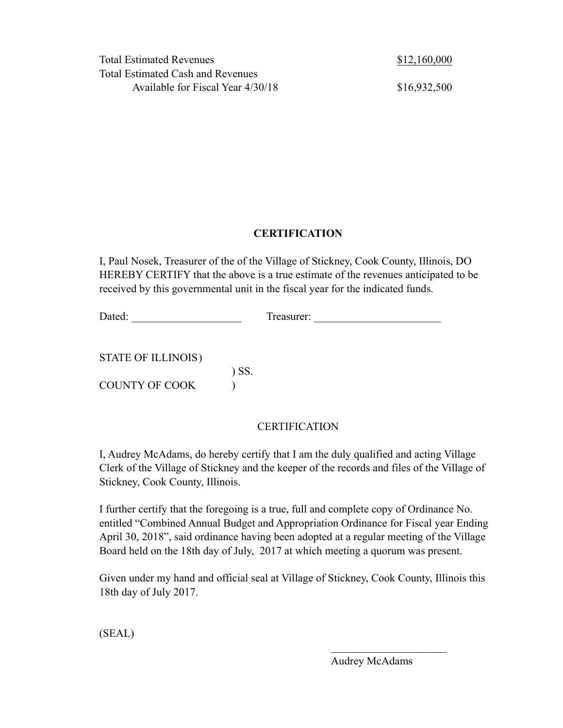| | |
|---|---|
| Total Estimated Revenues | $12,160,000 |
| Total Estimated Cash and Revenues Available for Fiscal Year 4/30/18 | $16,932,500 |

## CERTIFICATION

I, Paul Nosek, Treasurer of the of the Village of Stickney, Cook County, Illinois, DO HEREBY CERTIFY that the above is a true estimate of the revenues anticipated to be received by this governmental unit in the fiscal year for the indicated funds.

Dated: ____________________ Treasurer: _______________________

STATE OF ILLINOIS )
) SS.
COUNTY OF COOK )

CERTIFICATION

I, Audrey McAdams, do hereby certify that I am the duly qualified and acting Village Clerk of the Village of Stickney and the keeper of the records and files of the Village of Stickney, Cook County, Illinois.

I further certify that the foregoing is a true, full and complete copy of Ordinance No. entitled "Combined Annual Budget and Appropriation Ordinance for Fiscal year Ending April 30, 2018", said ordinance having been adopted at a regular meeting of the Village Board held on the 18th day of July, 2017 at which meeting a quorum was present.

Given under my hand and official seal at Village of Stickney, Cook County, Illinois this 18th day of July 2017.

(SEAL)

_____________________
Audrey McAdams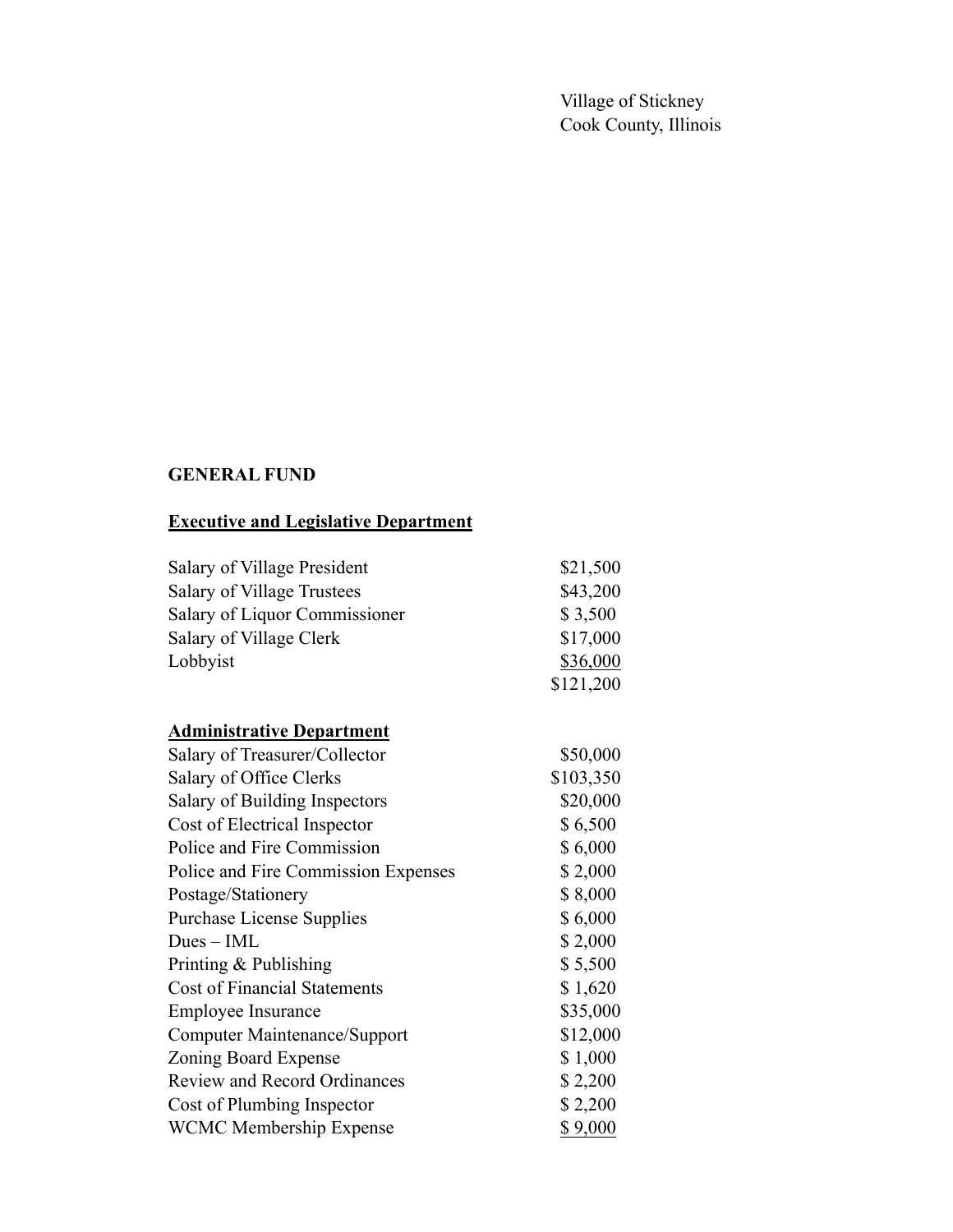Village of Stickney
Cook County, Illinois

**GENERAL FUND**

**Executive and Legislative Department**

| | |
|---|---|
| Salary of Village President | $21,500 |
| Salary of Village Trustees | $43,200 |
| Salary of Liquor Commissioner | $ 3,500 |
| Salary of Village Clerk | $17,000 |
| Lobbyist | $36,000 |
| | $121,200 |

**Administrative Department**

| | |
|---|---|
| Salary of Treasurer/Collector | $50,000 |
| Salary of Office Clerks | $103,350 |
| Salary of Building Inspectors | $20,000 |
| Cost of Electrical Inspector | $ 6,500 |
| Police and Fire Commission | $ 6,000 |
| Police and Fire Commission Expenses | $ 2,000 |
| Postage/Stationery | $ 8,000 |
| Purchase License Supplies | $ 6,000 |
| Dues – IML | $ 2,000 |
| Printing & Publishing | $ 5,500 |
| Cost of Financial Statements | $ 1,620 |
| Employee Insurance | $35,000 |
| Computer Maintenance/Support | $12,000 |
| Zoning Board Expense | $ 1,000 |
| Review and Record Ordinances | $ 2,200 |
| Cost of Plumbing Inspector | $ 2,200 |
| WCMC Membership Expense | $ 9,000 |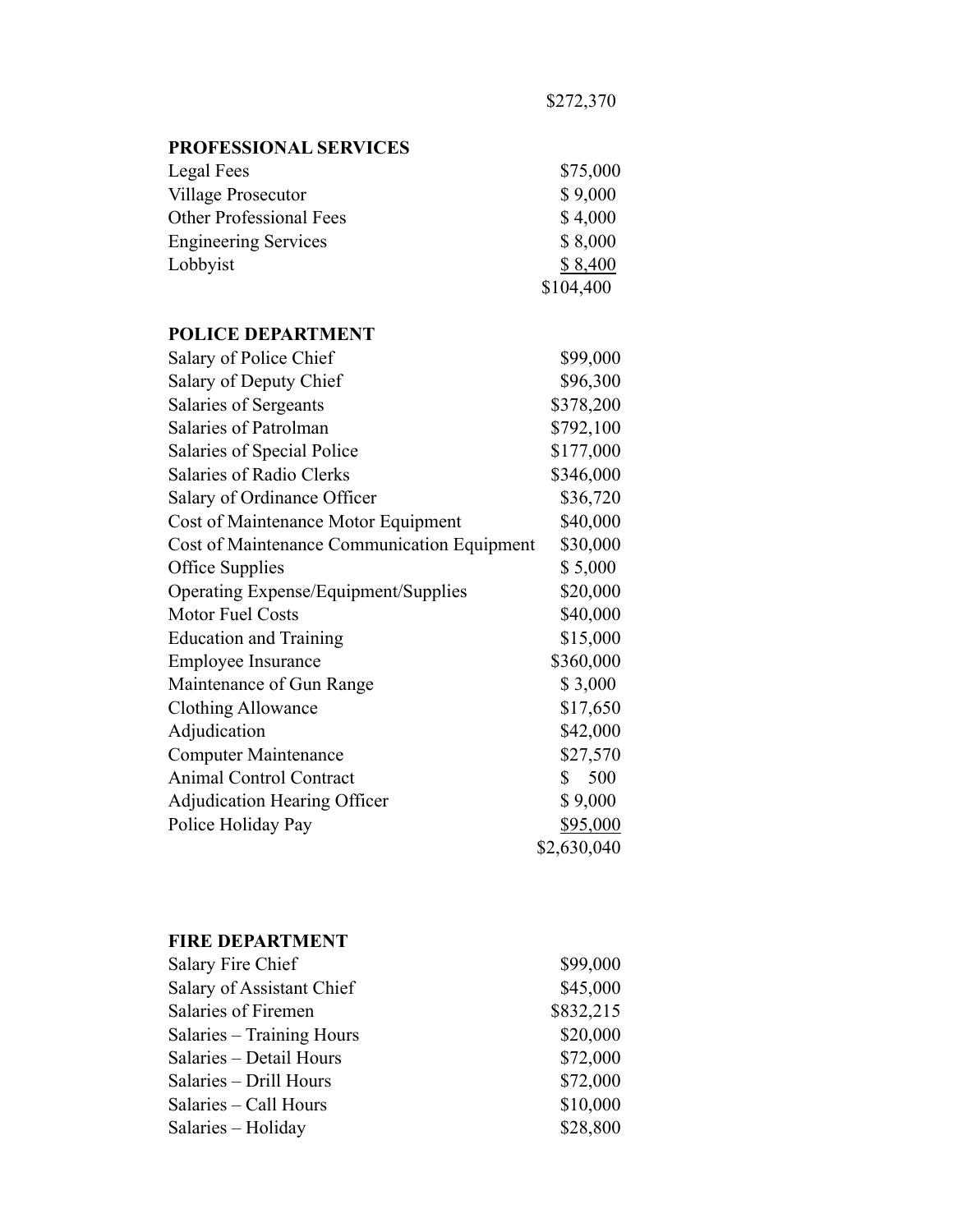$272,370

**PROFESSIONAL SERVICES**

| | |
|---|---|
| Legal Fees | $75,000 |
| Village Prosecutor | $ 9,000 |
| Other Professional Fees | $ 4,000 |
| Engineering Services | $ 8,000 |
| Lobbyist | $ 8,400 |
| | $104,400 |

**POLICE DEPARTMENT**

| | |
|---|---|
| Salary of Police Chief | $99,000 |
| Salary of Deputy Chief | $96,300 |
| Salaries of Sergeants | $378,200 |
| Salaries of Patrolman | $792,100 |
| Salaries of Special Police | $177,000 |
| Salaries of Radio Clerks | $346,000 |
| Salary of Ordinance Officer | $36,720 |
| Cost of Maintenance Motor Equipment | $40,000 |
| Cost of Maintenance Communication Equipment | $30,000 |
| Office Supplies | $ 5,000 |
| Operating Expense/Equipment/Supplies | $20,000 |
| Motor Fuel Costs | $40,000 |
| Education and Training | $15,000 |
| Employee Insurance | $360,000 |
| Maintenance of Gun Range | $ 3,000 |
| Clothing Allowance | $17,650 |
| Adjudication | $42,000 |
| Computer Maintenance | $27,570 |
| Animal Control Contract | $ 500 |
| Adjudication Hearing Officer | $ 9,000 |
| Police Holiday Pay | $95,000 |
| | $2,630,040 |

**FIRE DEPARTMENT**

| | |
|---|---|
| Salary Fire Chief | $99,000 |
| Salary of Assistant Chief | $45,000 |
| Salaries of Firemen | $832,215 |
| Salaries – Training Hours | $20,000 |
| Salaries – Detail Hours | $72,000 |
| Salaries – Drill Hours | $72,000 |
| Salaries – Call Hours | $10,000 |
| Salaries – Holiday | $28,800 |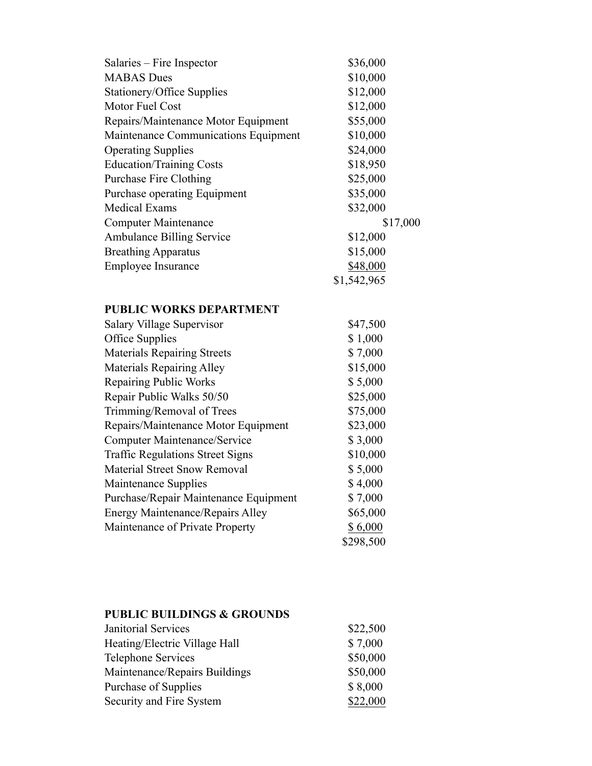| | |
|---|---|
| Salaries – Fire Inspector | $36,000 |
| MABAS Dues | $10,000 |
| Stationery/Office Supplies | $12,000 |
| Motor Fuel Cost | $12,000 |
| Repairs/Maintenance Motor Equipment | $55,000 |
| Maintenance Communications Equipment | $10,000 |
| Operating Supplies | $24,000 |
| Education/Training Costs | $18,950 |
| Purchase Fire Clothing | $25,000 |
| Purchase operating Equipment | $35,000 |
| Medical Exams | $32,000 |
| Computer Maintenance | $17,000 |
| Ambulance Billing Service | $12,000 |
| Breathing Apparatus | $15,000 |
| Employee Insurance | $48,000 |
| | $1,542,965 |

**PUBLIC WORKS DEPARTMENT**

| | |
|---|---|
| Salary Village Supervisor | $47,500 |
| Office Supplies | $ 1,000 |
| Materials Repairing Streets | $ 7,000 |
| Materials Repairing Alley | $15,000 |
| Repairing Public Works | $ 5,000 |
| Repair Public Walks 50/50 | $25,000 |
| Trimming/Removal of Trees | $75,000 |
| Repairs/Maintenance Motor Equipment | $23,000 |
| Computer Maintenance/Service | $ 3,000 |
| Traffic Regulations Street Signs | $10,000 |
| Material Street Snow Removal | $ 5,000 |
| Maintenance Supplies | $ 4,000 |
| Purchase/Repair Maintenance Equipment | $ 7,000 |
| Energy Maintenance/Repairs Alley | $65,000 |
| Maintenance of Private Property | $ 6,000 |
| | $298,500 |

**PUBLIC BUILDINGS & GROUNDS**

| | |
|---|---|
| Janitorial Services | $22,500 |
| Heating/Electric Village Hall | $ 7,000 |
| Telephone Services | $50,000 |
| Maintenance/Repairs Buildings | $50,000 |
| Purchase of Supplies | $ 8,000 |
| Security and Fire System | $22,000 |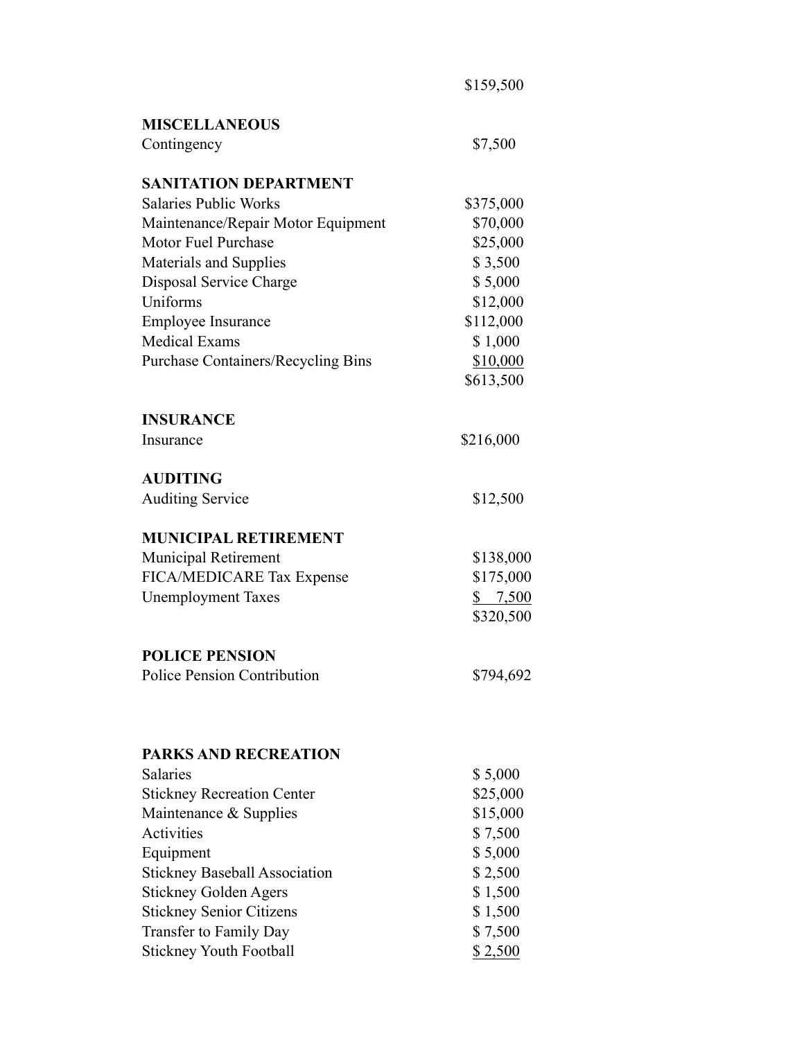| | |
|---|---|
| | $159,500 |
| **MISCELLANEOUS** | |
| Contingency | $7,500 |
| **SANITATION DEPARTMENT** | |
| Salaries Public Works | $375,000 |
| Maintenance/Repair Motor Equipment | $70,000 |
| Motor Fuel Purchase | $25,000 |
| Materials and Supplies | $ 3,500 |
| Disposal Service Charge | $ 5,000 |
| Uniforms | $12,000 |
| Employee Insurance | $112,000 |
| Medical Exams | $ 1,000 |
| Purchase Containers/Recycling Bins | $10,000 |
| | $613,500 |
| **INSURANCE** | |
| Insurance | $216,000 |
| **AUDITING** | |
| Auditing Service | $12,500 |
| **MUNICIPAL RETIREMENT** | |
| Municipal Retirement | $138,000 |
| FICA/MEDICARE Tax Expense | $175,000 |
| Unemployment Taxes | $ 7,500 |
| | $320,500 |
| **POLICE PENSION** | |
| Police Pension Contribution | $794,692 |
| **PARKS AND RECREATION** | |
| Salaries | $ 5,000 |
| Stickney Recreation Center | $25,000 |
| Maintenance & Supplies | $15,000 |
| Activities | $ 7,500 |
| Equipment | $ 5,000 |
| Stickney Baseball Association | $ 2,500 |
| Stickney Golden Agers | $ 1,500 |
| Stickney Senior Citizens | $ 1,500 |
| Transfer to Family Day | $ 7,500 |
| Stickney Youth Football | $ 2,500 |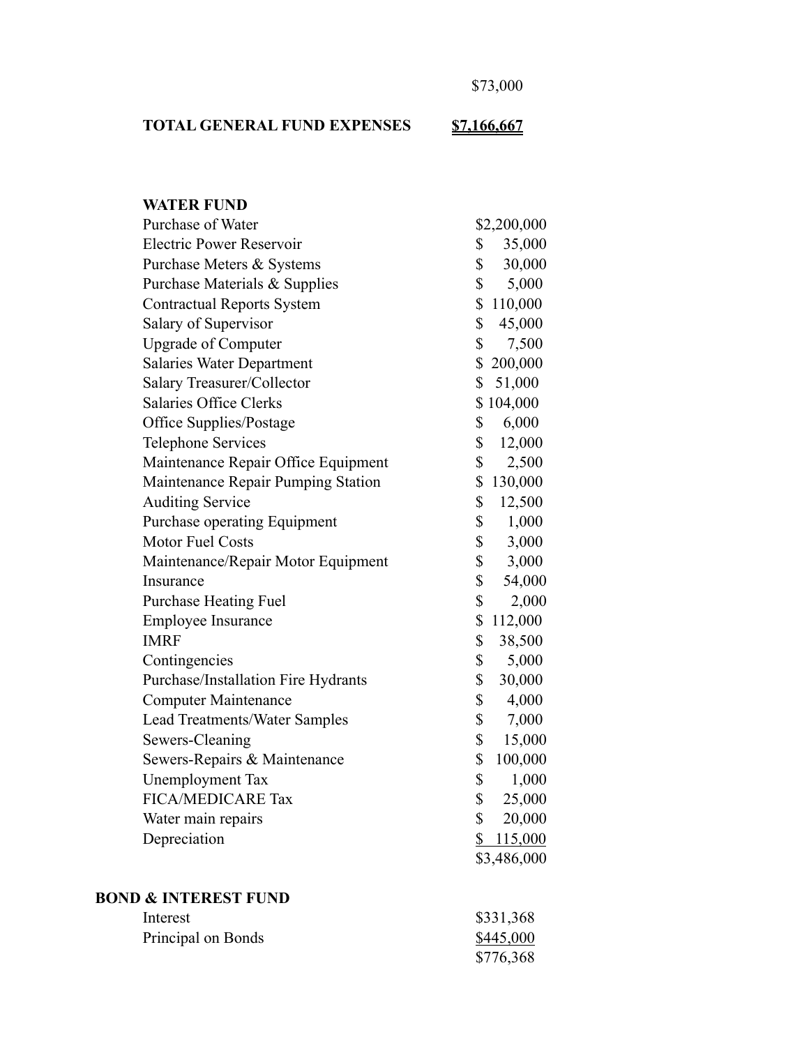$73,000

**TOTAL GENERAL FUND EXPENSES** **$7,166,667**

**WATER FUND**

| Item | Amount |
|---|---|
| Purchase of Water | $2,200,000 |
| Electric Power Reservoir | $ 35,000 |
| Purchase Meters & Systems | $ 30,000 |
| Purchase Materials & Supplies | $ 5,000 |
| Contractual Reports System | $ 110,000 |
| Salary of Supervisor | $ 45,000 |
| Upgrade of Computer | $ 7,500 |
| Salaries Water Department | $ 200,000 |
| Salary Treasurer/Collector | $ 51,000 |
| Salaries Office Clerks | $ 104,000 |
| Office Supplies/Postage | $ 6,000 |
| Telephone Services | $ 12,000 |
| Maintenance Repair Office Equipment | $ 2,500 |
| Maintenance Repair Pumping Station | $ 130,000 |
| Auditing Service | $ 12,500 |
| Purchase operating Equipment | $ 1,000 |
| Motor Fuel Costs | $ 3,000 |
| Maintenance/Repair Motor Equipment | $ 3,000 |
| Insurance | $ 54,000 |
| Purchase Heating Fuel | $ 2,000 |
| Employee Insurance | $ 112,000 |
| IMRF | $ 38,500 |
| Contingencies | $ 5,000 |
| Purchase/Installation Fire Hydrants | $ 30,000 |
| Computer Maintenance | $ 4,000 |
| Lead Treatments/Water Samples | $ 7,000 |
| Sewers-Cleaning | $ 15,000 |
| Sewers-Repairs & Maintenance | $ 100,000 |
| Unemployment Tax | $ 1,000 |
| FICA/MEDICARE Tax | $ 25,000 |
| Water main repairs | $ 20,000 |
| Depreciation | $ 115,000 |
| | $3,486,000 |

**BOND & INTEREST FUND**

| Item | Amount |
|---|---|
| Interest | $331,368 |
| Principal on Bonds | $445,000 |
| | $776,368 |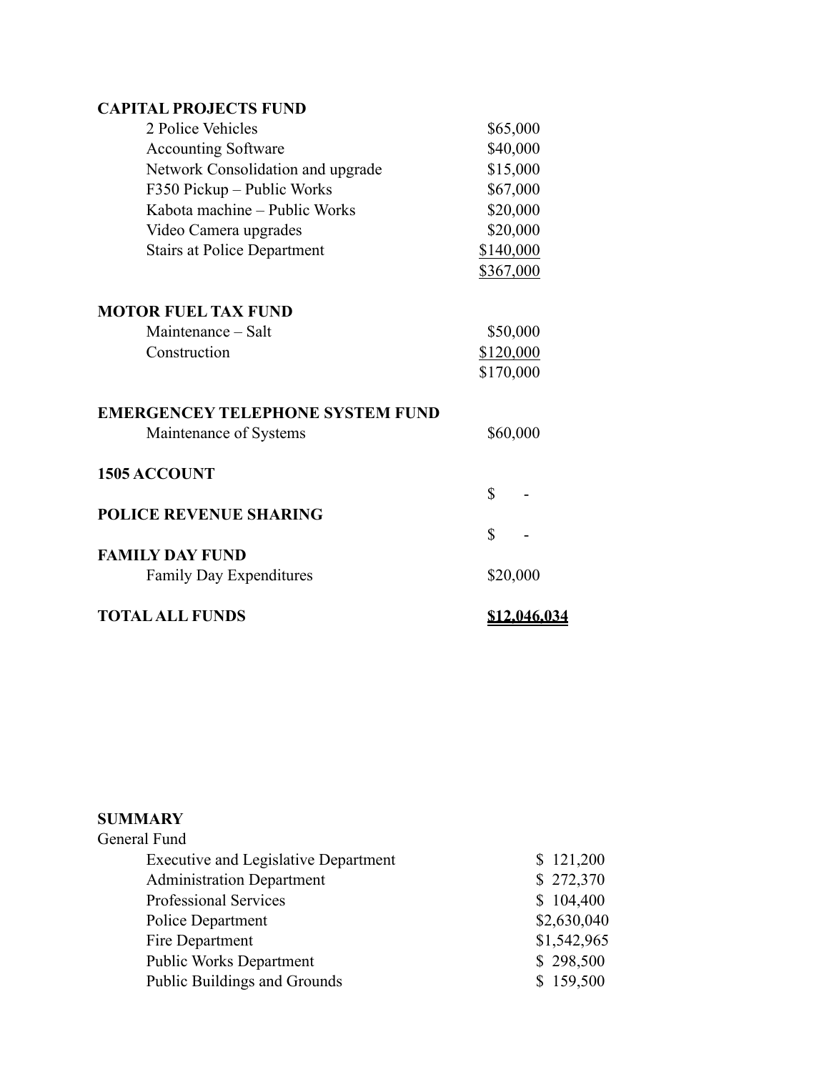**CAPITAL PROJECTS FUND**

| | |
|---|---|
| 2 Police Vehicles | $65,000 |
| Accounting Software | $40,000 |
| Network Consolidation and upgrade | $15,000 |
| F350 Pickup – Public Works | $67,000 |
| Kabota machine – Public Works | $20,000 |
| Video Camera upgrades | $20,000 |
| Stairs at Police Department | $140,000 |
| | $367,000 |

**MOTOR FUEL TAX FUND**

| | |
|---|---|
| Maintenance – Salt | $50,000 |
| Construction | $120,000 |
| | $170,000 |

**EMERGENCEY TELEPHONE SYSTEM FUND**

| | |
|---|---|
| Maintenance of Systems | $60,000 |

**1505 ACCOUNT**

$ -

**POLICE REVENUE SHARING**

$ -

**FAMILY DAY FUND**

| | |
|---|---|
| Family Day Expenditures | $20,000 |

**TOTAL ALL FUNDS** **$12,046,034**

**SUMMARY**

General Fund

| | |
|---|---|
| Executive and Legislative Department | $ 121,200 |
| Administration Department | $ 272,370 |
| Professional Services | $ 104,400 |
| Police Department | $2,630,040 |
| Fire Department | $1,542,965 |
| Public Works Department | $ 298,500 |
| Public Buildings and Grounds | $ 159,500 |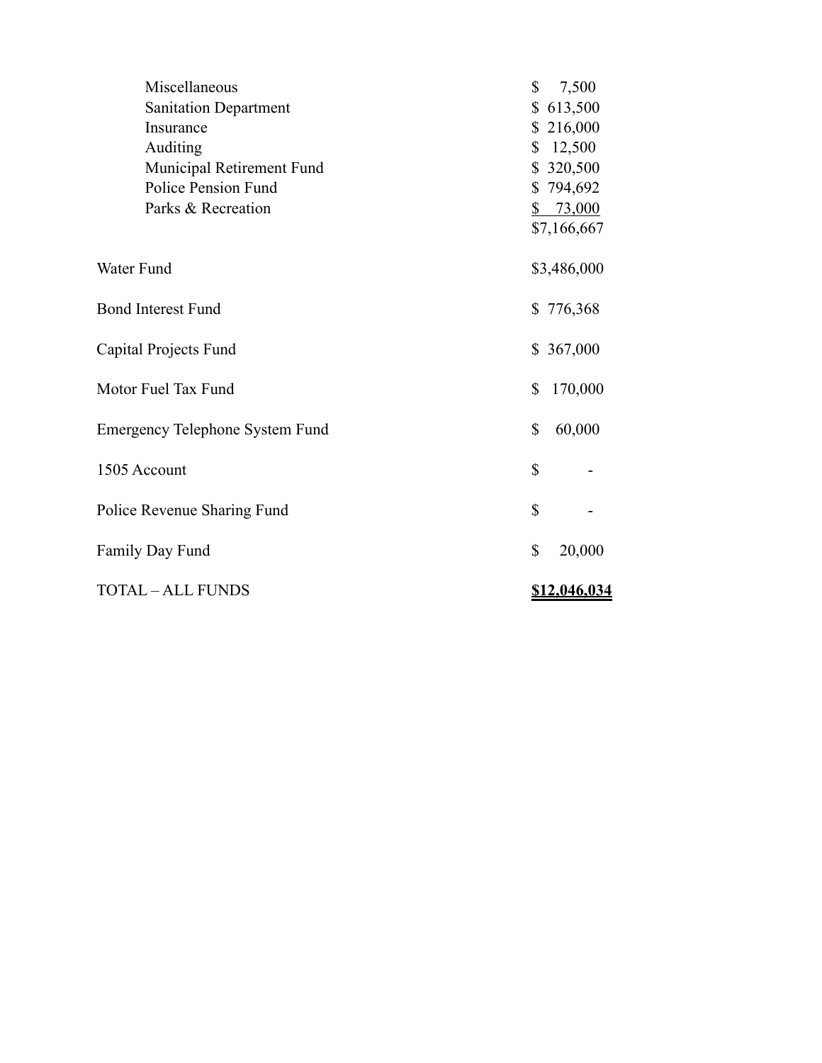| | |
|---|---|
| Miscellaneous | $ 7,500 |
| Sanitation Department | $ 613,500 |
| Insurance | $ 216,000 |
| Auditing | $ 12,500 |
| Municipal Retirement Fund | $ 320,500 |
| Police Pension Fund | $ 794,692 |
| Parks & Recreation | $ 73,000 |
| | $7,166,667 |
| Water Fund | $3,486,000 |
| Bond Interest Fund | $ 776,368 |
| Capital Projects Fund | $ 367,000 |
| Motor Fuel Tax Fund | $ 170,000 |
| Emergency Telephone System Fund | $ 60,000 |
| 1505 Account | $ - |
| Police Revenue Sharing Fund | $ - |
| Family Day Fund | $ 20,000 |
| TOTAL – ALL FUNDS | **$12,046,034** |